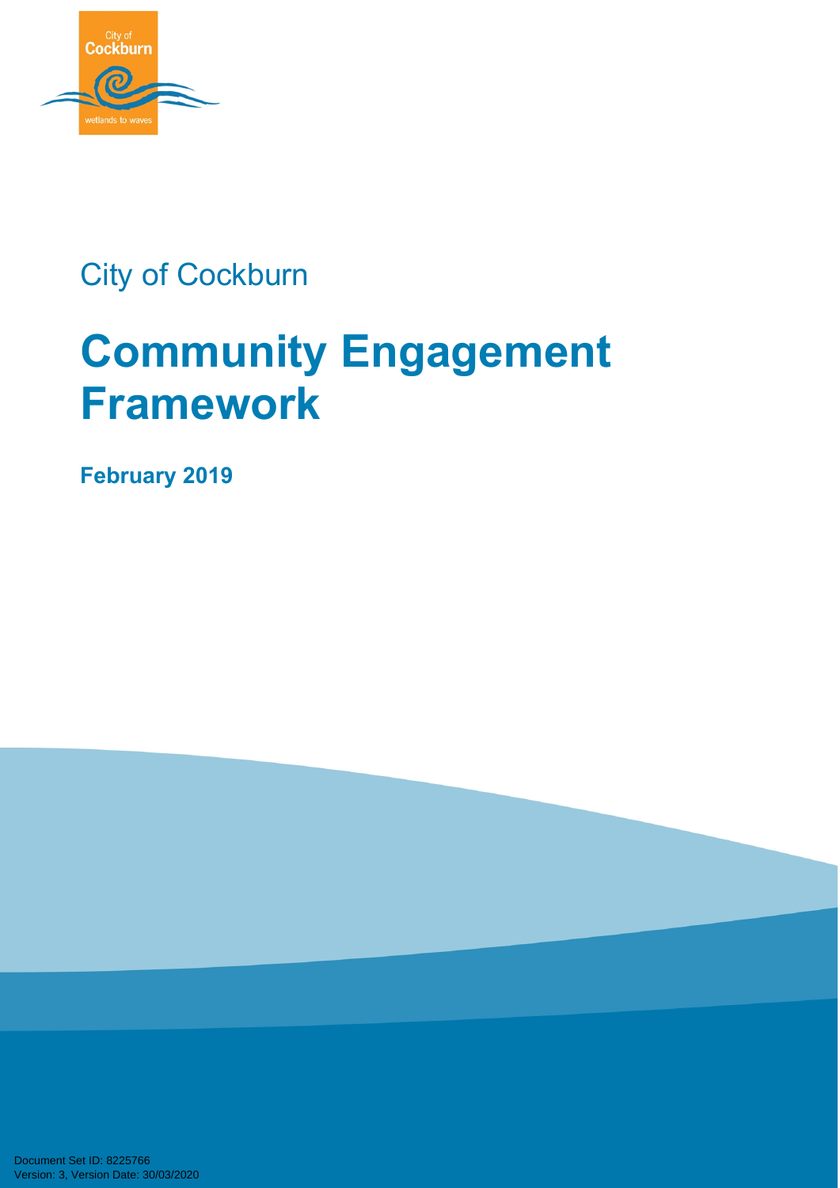City of Cockburn

# Community Engagement Framework

**February 2019**

Document Set ID: 8225766
Version: 3, Version Date: 30/03/2020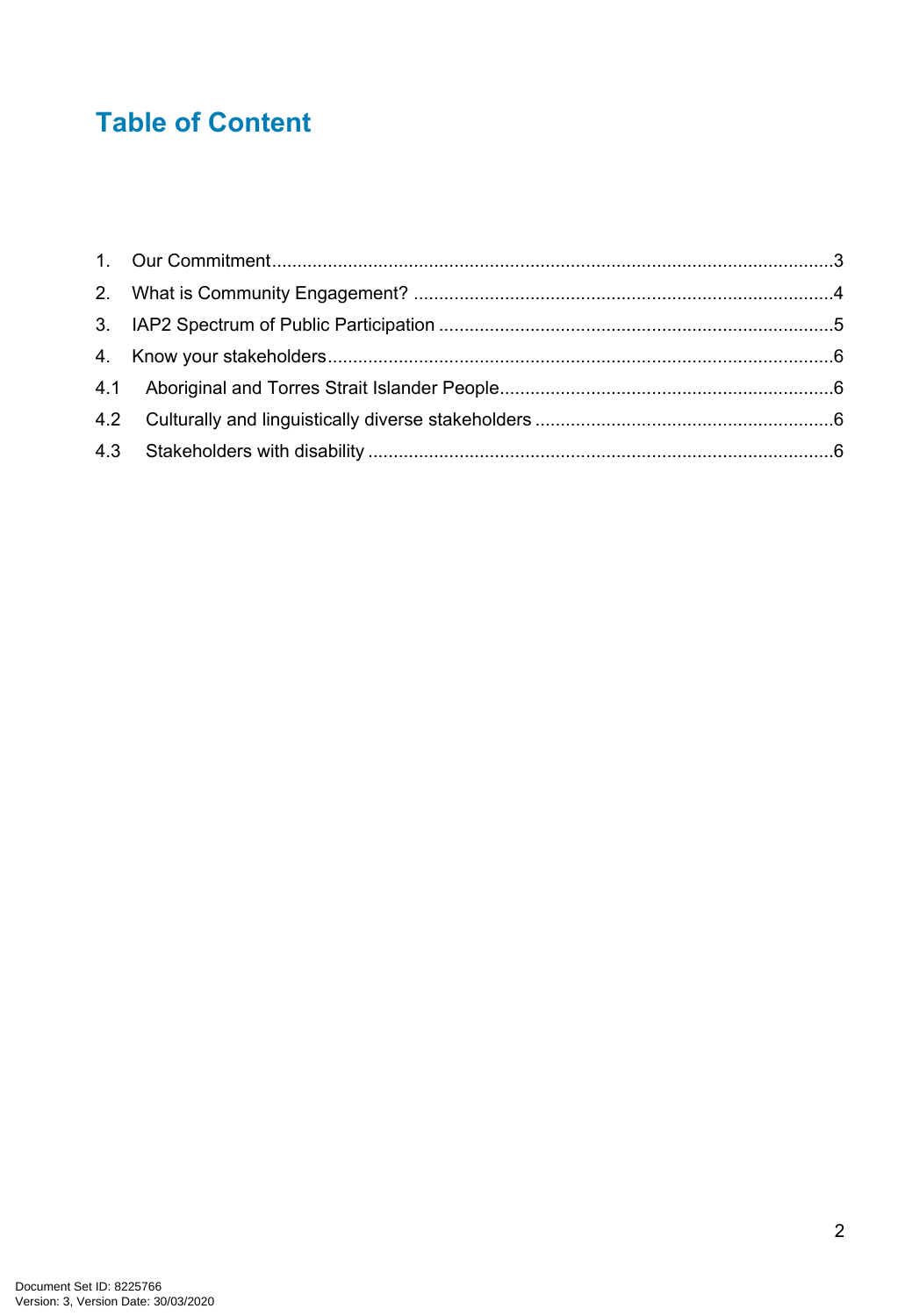# Table of Content

1. Our Commitment ............................................................................................................3
2. What is Community Engagement? ..................................................................................4
3. IAP2 Spectrum of Public Participation ............................................................................5
4. Know your stakeholders ..................................................................................................6

4.1 Aboriginal and Torres Strait Islander People..................................................................6

4.2 Culturally and linguistically diverse stakeholders ...........................................................6

4.3 Stakeholders with disability ............................................................................................6

Document Set ID: 8225766
Version: 3, Version Date: 30/03/2020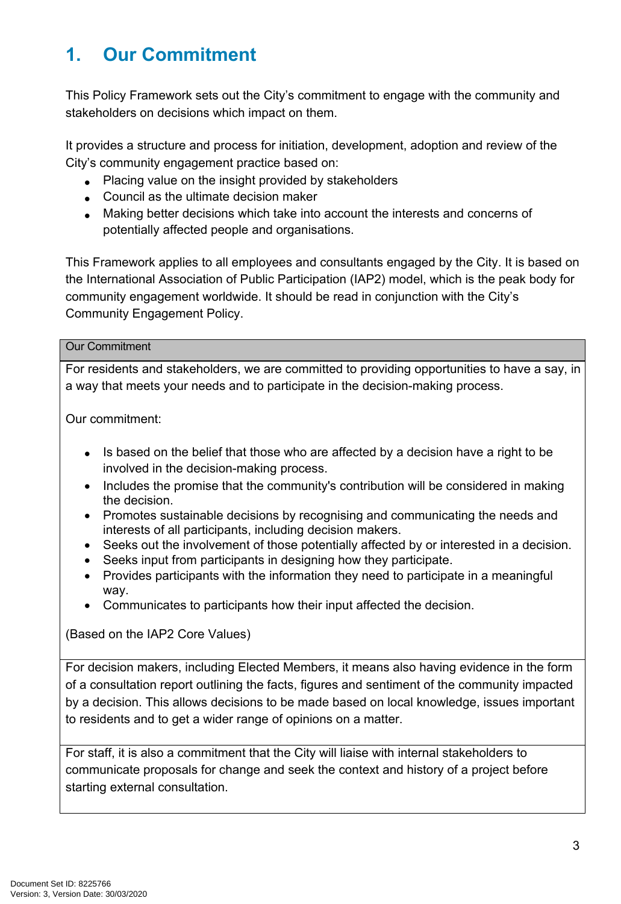# 1. Our Commitment

This Policy Framework sets out the City's commitment to engage with the community and stakeholders on decisions which impact on them.

It provides a structure and process for initiation, development, adoption and review of the City's community engagement practice based on:

- Placing value on the insight provided by stakeholders
- Council as the ultimate decision maker
- Making better decisions which take into account the interests and concerns of potentially affected people and organisations.

This Framework applies to all employees and consultants engaged by the City. It is based on the International Association of Public Participation (IAP2) model, which is the peak body for community engagement worldwide. It should be read in conjunction with the City's Community Engagement Policy.

| Our Commitment |
| --- |
| For residents and stakeholders, we are committed to providing opportunities to have a say, in a way that meets your needs and to participate in the decision-making process.<br><br>Our commitment:<br><br>• Is based on the belief that those who are affected by a decision have a right to be involved in the decision-making process.<br>• Includes the promise that the community's contribution will be considered in making the decision.<br>• Promotes sustainable decisions by recognising and communicating the needs and interests of all participants, including decision makers.<br>• Seeks out the involvement of those potentially affected by or interested in a decision.<br>• Seeks input from participants in designing how they participate.<br>• Provides participants with the information they need to participate in a meaningful way.<br>• Communicates to participants how their input affected the decision.<br><br>(Based on the IAP2 Core Values) |
| For decision makers, including Elected Members, it means also having evidence in the form of a consultation report outlining the facts, figures and sentiment of the community impacted by a decision. This allows decisions to be made based on local knowledge, issues important to residents and to get a wider range of opinions on a matter. |
| For staff, it is also a commitment that the City will liaise with internal stakeholders to communicate proposals for change and seek the context and history of a project before starting external consultation. |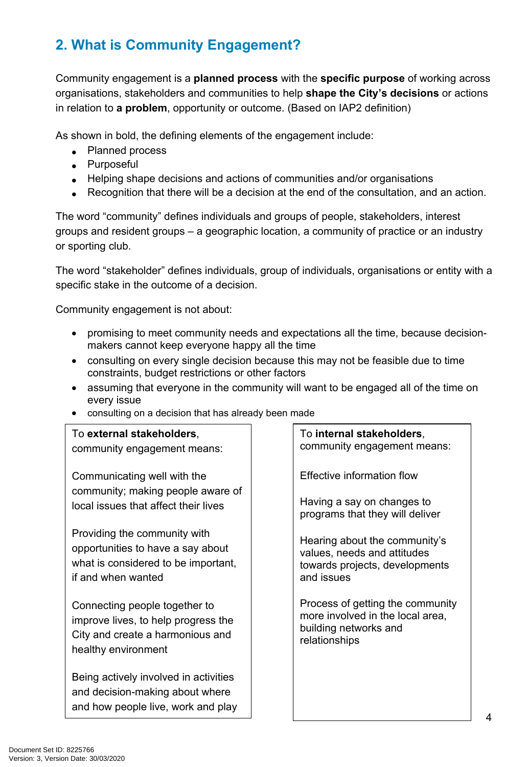## 2. What is Community Engagement?

Community engagement is a **planned process** with the **specific purpose** of working across organisations, stakeholders and communities to help **shape the City's decisions** or actions in relation to **a problem**, opportunity or outcome. (Based on IAP2 definition)

As shown in bold, the defining elements of the engagement include:

- Planned process
- Purposeful
- Helping shape decisions and actions of communities and/or organisations
- Recognition that there will be a decision at the end of the consultation, and an action.

The word "community" defines individuals and groups of people, stakeholders, interest groups and resident groups – a geographic location, a community of practice or an industry or sporting club.

The word "stakeholder" defines individuals, group of individuals, organisations or entity with a specific stake in the outcome of a decision.

Community engagement is not about:

- promising to meet community needs and expectations all the time, because decision-makers cannot keep everyone happy all the time
- consulting on every single decision because this may not be feasible due to time constraints, budget restrictions or other factors
- assuming that everyone in the community will want to be engaged all of the time on every issue
- consulting on a decision that has already been made

To **external stakeholders**, community engagement means:

Communicating well with the community; making people aware of local issues that affect their lives

Providing the community with opportunities to have a say about what is considered to be important, if and when wanted

Connecting people together to improve lives, to help progress the City and create a harmonious and healthy environment

Being actively involved in activities and decision-making about where and how people live, work and play

To **internal stakeholders**, community engagement means:

Effective information flow

Having a say on changes to programs that they will deliver

Hearing about the community's values, needs and attitudes towards projects, developments and issues

Process of getting the community more involved in the local area, building networks and relationships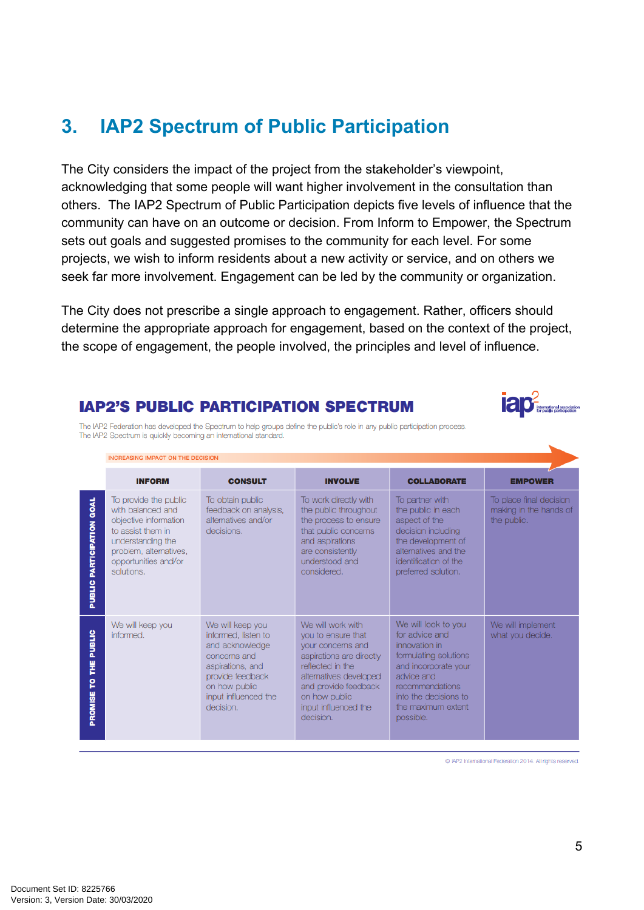## 3. IAP2 Spectrum of Public Participation

The City considers the impact of the project from the stakeholder's viewpoint, acknowledging that some people will want higher involvement in the consultation than others. The IAP2 Spectrum of Public Participation depicts five levels of influence that the community can have on an outcome or decision. From Inform to Empower, the Spectrum sets out goals and suggested promises to the community for each level. For some projects, we wish to inform residents about a new activity or service, and on others we seek far more involvement. Engagement can be led by the community or organization.

The City does not prescribe a single approach to engagement. Rather, officers should determine the appropriate approach for engagement, based on the context of the project, the scope of engagement, the people involved, the principles and level of influence.

### IAP2'S PUBLIC PARTICIPATION SPECTRUM

The IAP2 Federation has developed the Spectrum to help groups define the public's role in any public participation process. The IAP2 Spectrum is quickly becoming an international standard.

INCREASING IMPACT ON THE DECISION →

| | INFORM | CONSULT | INVOLVE | COLLABORATE | EMPOWER |
|---|---|---|---|---|---|
| **PUBLIC PARTICIPATION GOAL** | To provide the public with balanced and objective information to assist them in understanding the problem, alternatives, opportunities and/or solutions. | To obtain public feedback on analysis, alternatives and/or decisions. | To work directly with the public throughout the process to ensure that public concerns and aspirations are consistently understood and considered. | To partner with the public in each aspect of the decision including the development of alternatives and the identification of the preferred solution. | To place final decision making in the hands of the public. |
| **PROMISE TO THE PUBLIC** | We will keep you informed. | We will keep you informed, listen to and acknowledge concerns and aspirations, and provide feedback on how public input influenced the decision. | We will work with you to ensure that your concerns and aspirations are directly reflected in the alternatives developed and provide feedback on how public input influenced the decision. | We will look to you for advice and innovation in formulating solutions and incorporate your advice and recommendations into the decisions to the maximum extent possible. | We will implement what you decide. |

© IAP2 International Federation 2014. All rights reserved.

Document Set ID: 8225766
Version: 3, Version Date: 30/03/2020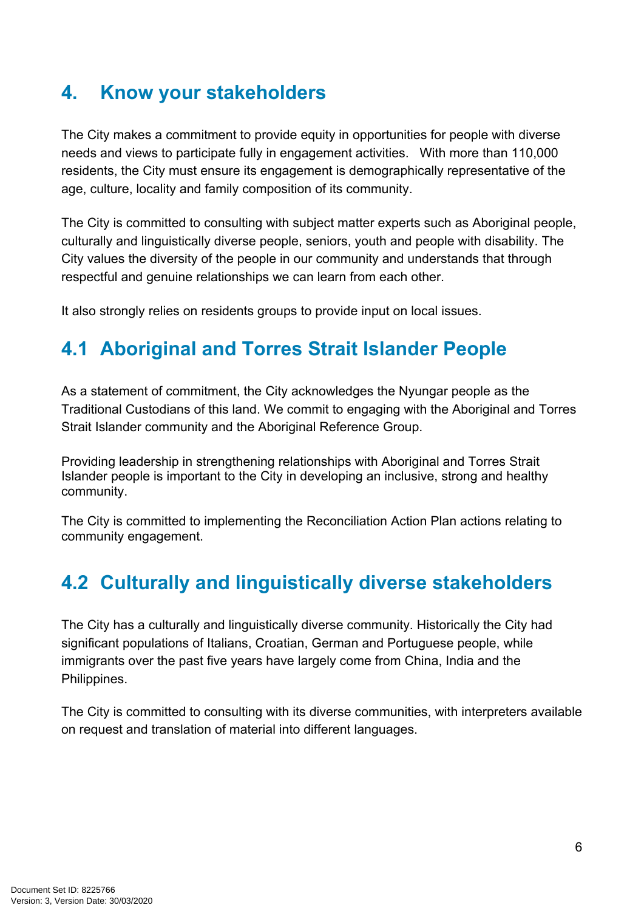# 4. Know your stakeholders

The City makes a commitment to provide equity in opportunities for people with diverse needs and views to participate fully in engagement activities. With more than 110,000 residents, the City must ensure its engagement is demographically representative of the age, culture, locality and family composition of its community.

The City is committed to consulting with subject matter experts such as Aboriginal people, culturally and linguistically diverse people, seniors, youth and people with disability. The City values the diversity of the people in our community and understands that through respectful and genuine relationships we can learn from each other.

It also strongly relies on residents groups to provide input on local issues.

## 4.1 Aboriginal and Torres Strait Islander People

As a statement of commitment, the City acknowledges the Nyungar people as the Traditional Custodians of this land. We commit to engaging with the Aboriginal and Torres Strait Islander community and the Aboriginal Reference Group.

Providing leadership in strengthening relationships with Aboriginal and Torres Strait Islander people is important to the City in developing an inclusive, strong and healthy community.

The City is committed to implementing the Reconciliation Action Plan actions relating to community engagement.

## 4.2 Culturally and linguistically diverse stakeholders

The City has a culturally and linguistically diverse community. Historically the City had significant populations of Italians, Croatian, German and Portuguese people, while immigrants over the past five years have largely come from China, India and the Philippines.

The City is committed to consulting with its diverse communities, with interpreters available on request and translation of material into different languages.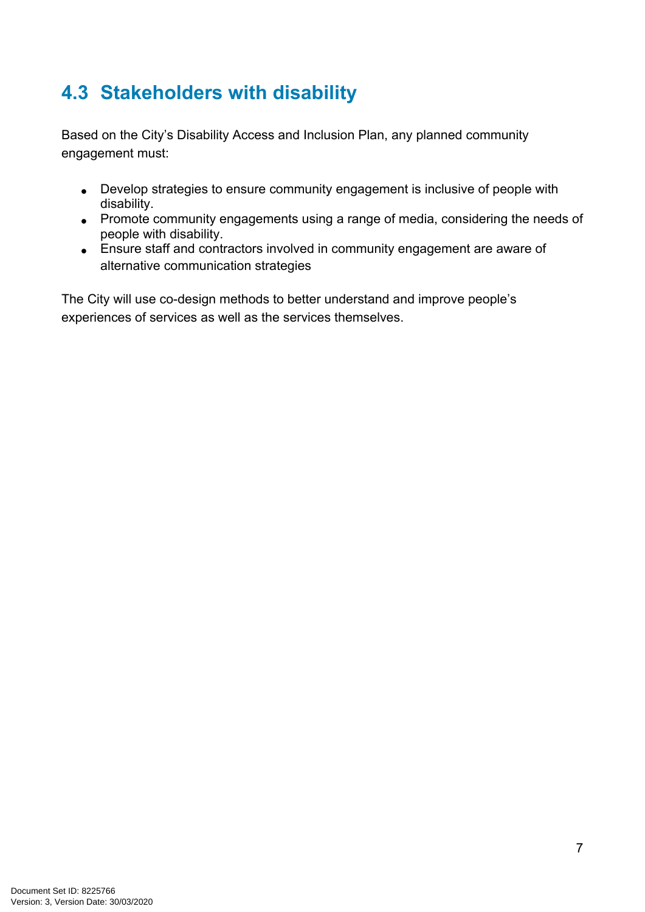## 4.3 Stakeholders with disability

Based on the City's Disability Access and Inclusion Plan, any planned community engagement must:

- Develop strategies to ensure community engagement is inclusive of people with disability.
- Promote community engagements using a range of media, considering the needs of people with disability.
- Ensure staff and contractors involved in community engagement are aware of alternative communication strategies

The City will use co-design methods to better understand and improve people's experiences of services as well as the services themselves.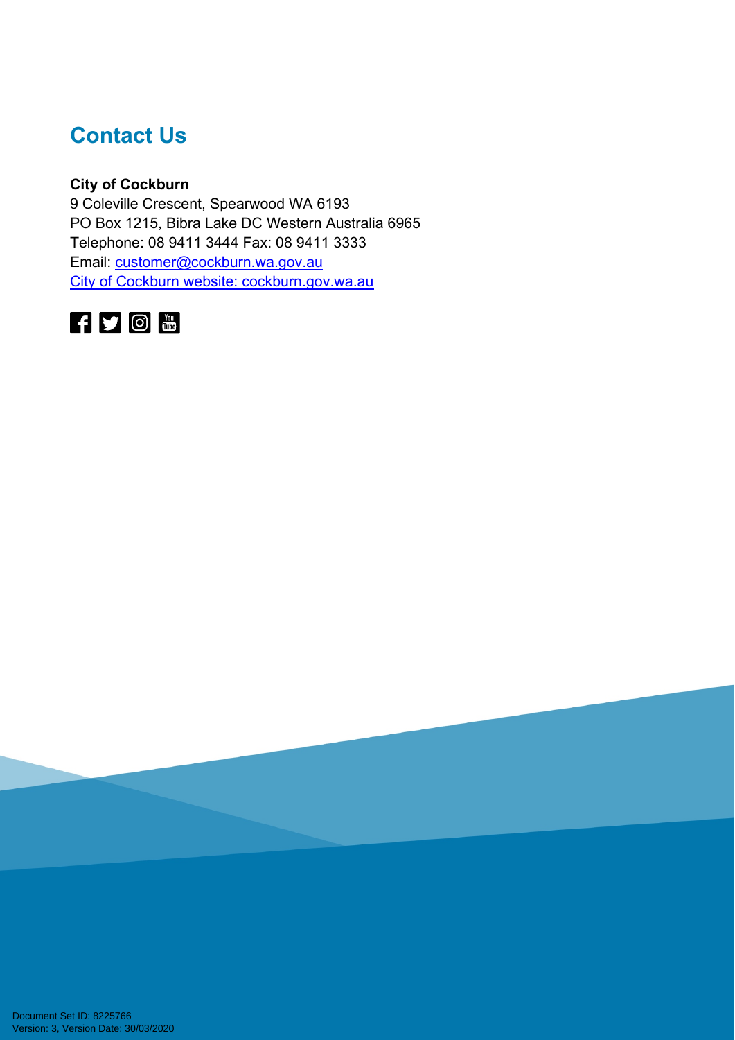## Contact Us

**City of Cockburn**
9 Coleville Crescent, Spearwood WA 6193
PO Box 1215, Bibra Lake DC Western Australia 6965
Telephone: 08 9411 3444 Fax: 08 9411 3333
Email: customer@cockburn.wa.gov.au
City of Cockburn website: cockburn.gov.wa.au

Document Set ID: 8225766
Version: 3, Version Date: 30/03/2020